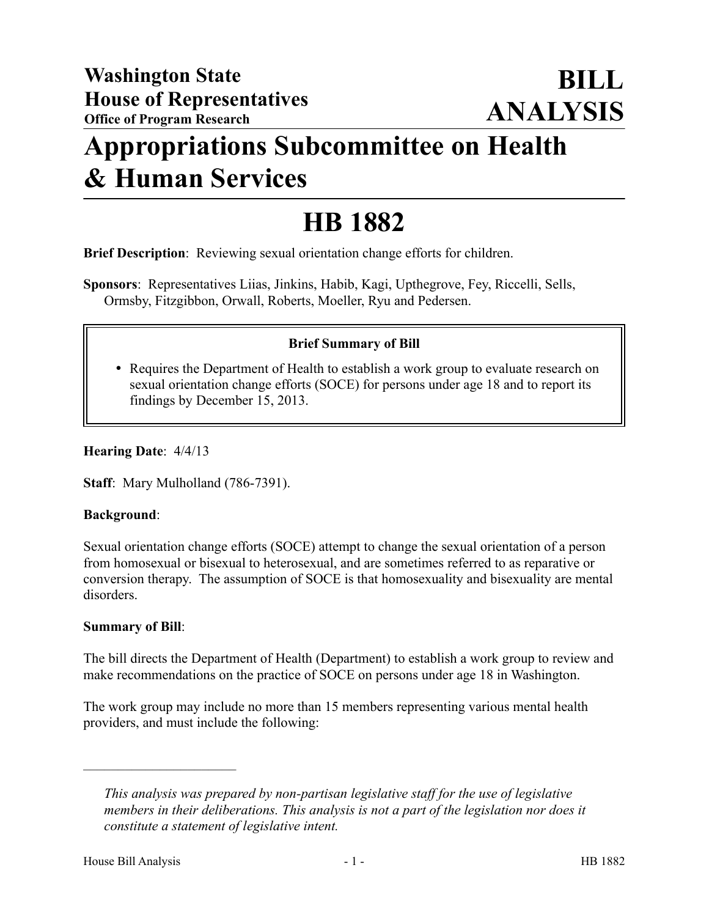**Washington State House of Representatives**
**Office of Program Research**

# BILL ANALYSIS

# Appropriations Subcommittee on Health & Human Services

# HB 1882

**Brief Description**: Reviewing sexual orientation change efforts for children.

**Sponsors**: Representatives Liias, Jinkins, Habib, Kagi, Upthegrove, Fey, Riccelli, Sells, Ormsby, Fitzgibbon, Orwall, Roberts, Moeller, Ryu and Pedersen.

**Brief Summary of Bill**

- Requires the Department of Health to establish a work group to evaluate research on sexual orientation change efforts (SOCE) for persons under age 18 and to report its findings by December 15, 2013.

**Hearing Date**: 4/4/13

**Staff**: Mary Mulholland (786-7391).

**Background**:

Sexual orientation change efforts (SOCE) attempt to change the sexual orientation of a person from homosexual or bisexual to heterosexual, and are sometimes referred to as reparative or conversion therapy. The assumption of SOCE is that homosexuality and bisexuality are mental disorders.

**Summary of Bill**:

The bill directs the Department of Health (Department) to establish a work group to review and make recommendations on the practice of SOCE on persons under age 18 in Washington.

The work group may include no more than 15 members representing various mental health providers, and must include the following:

---

*This analysis was prepared by non-partisan legislative staff for the use of legislative members in their deliberations. This analysis is not a part of the legislation nor does it constitute a statement of legislative intent.*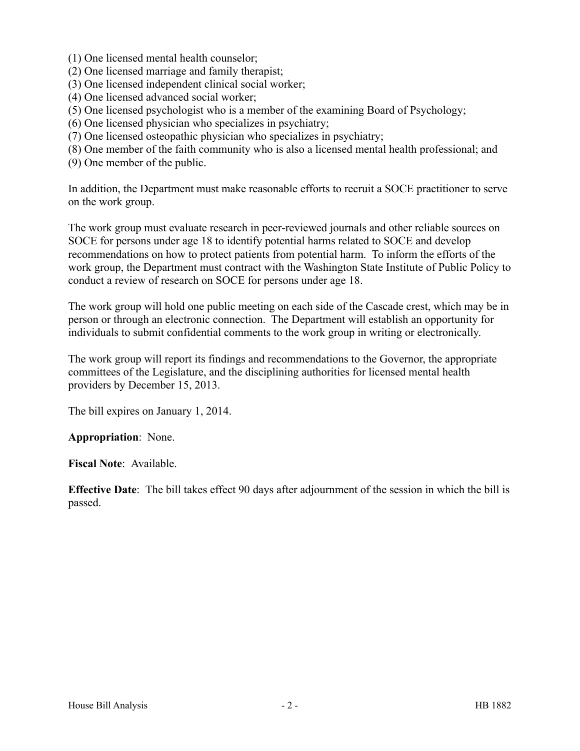(1) One licensed mental health counselor;
(2) One licensed marriage and family therapist;
(3) One licensed independent clinical social worker;
(4) One licensed advanced social worker;
(5) One licensed psychologist who is a member of the examining Board of Psychology;
(6) One licensed physician who specializes in psychiatry;
(7) One licensed osteopathic physician who specializes in psychiatry;
(8) One member of the faith community who is also a licensed mental health professional; and
(9) One member of the public.

In addition, the Department must make reasonable efforts to recruit a SOCE practitioner to serve on the work group.

The work group must evaluate research in peer-reviewed journals and other reliable sources on SOCE for persons under age 18 to identify potential harms related to SOCE and develop recommendations on how to protect patients from potential harm. To inform the efforts of the work group, the Department must contract with the Washington State Institute of Public Policy to conduct a review of research on SOCE for persons under age 18.

The work group will hold one public meeting on each side of the Cascade crest, which may be in person or through an electronic connection. The Department will establish an opportunity for individuals to submit confidential comments to the work group in writing or electronically.

The work group will report its findings and recommendations to the Governor, the appropriate committees of the Legislature, and the disciplining authorities for licensed mental health providers by December 15, 2013.

The bill expires on January 1, 2014.

**Appropriation**: None.

**Fiscal Note**: Available.

**Effective Date**: The bill takes effect 90 days after adjournment of the session in which the bill is passed.